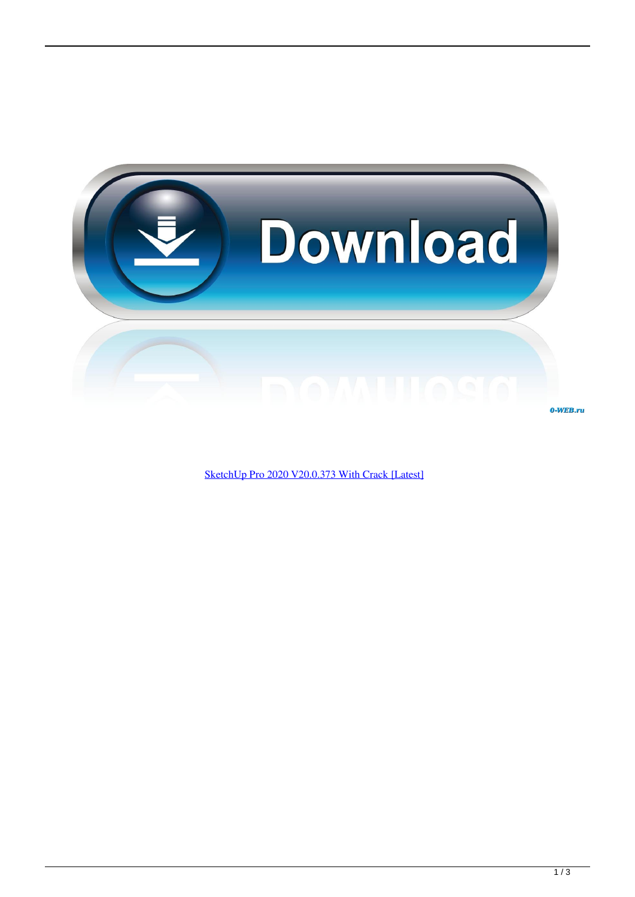SketchUp Pro 2020 V20.0.373 With Crack [Latest]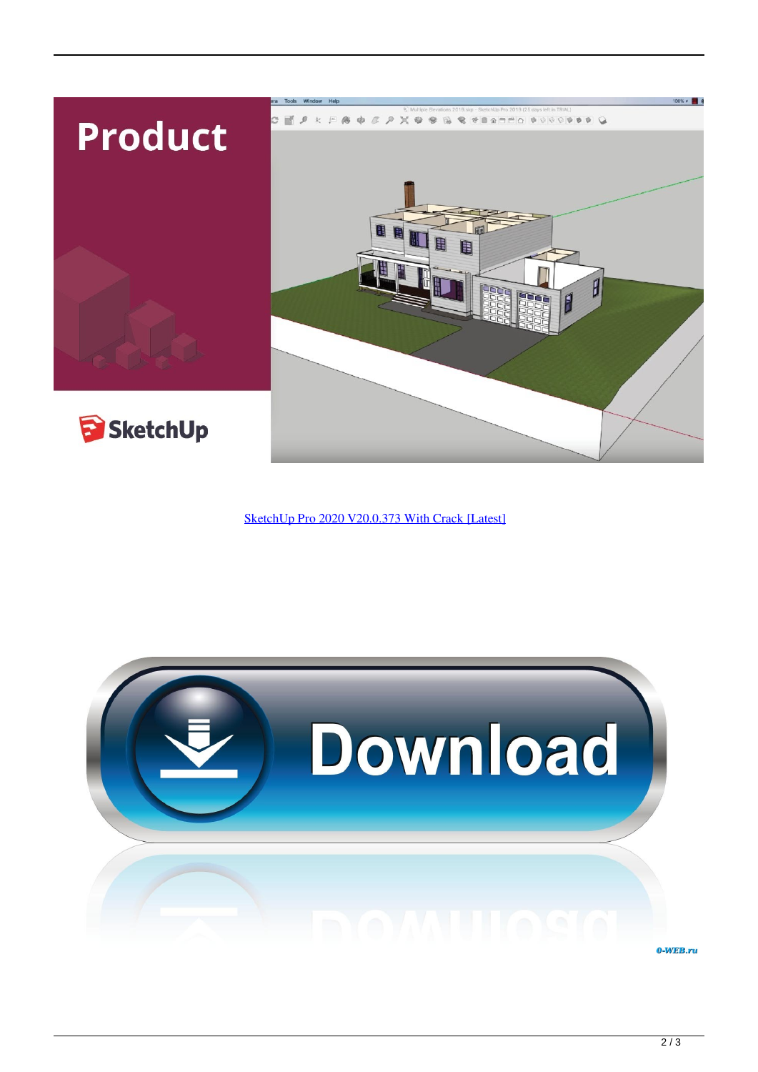SketchUp Pro 2020 V20.0.373 With Crack [Latest]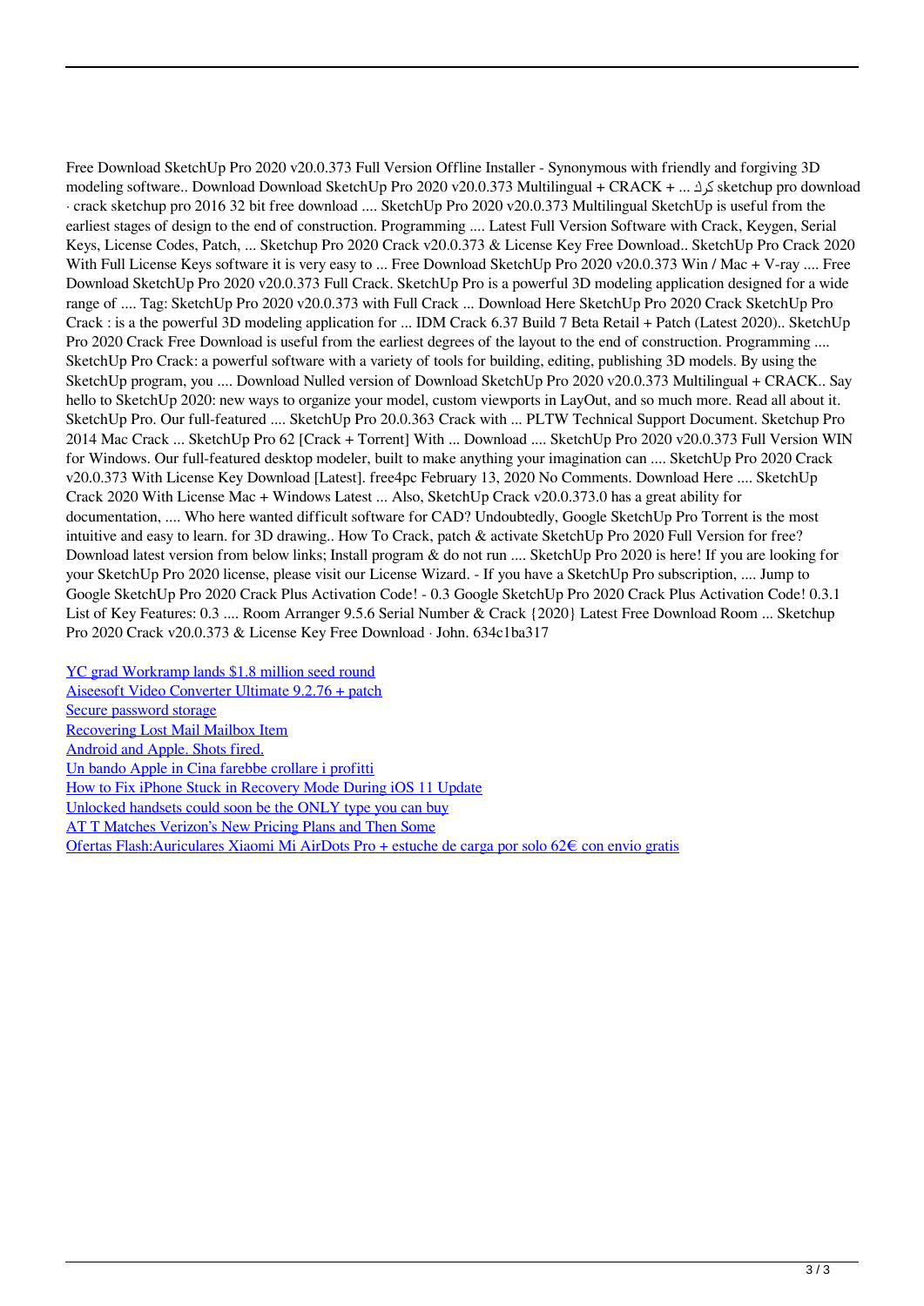Free Download SketchUp Pro 2020 v20.0.373 Full Version Offline Installer - Synonymous with friendly and forgiving 3D modeling software.. Download Download SketchUp Pro 2020 v20.0.373 Multilingual + CRACK + ... کرک sketchup pro download · crack sketchup pro 2016 32 bit free download .... SketchUp Pro 2020 v20.0.373 Multilingual SketchUp is useful from the earliest stages of design to the end of construction. Programming .... Latest Full Version Software with Crack, Keygen, Serial Keys, License Codes, Patch, ... Sketchup Pro 2020 Crack v20.0.373 & License Key Free Download.. SketchUp Pro Crack 2020 With Full License Keys software it is very easy to ... Free Download SketchUp Pro 2020 v20.0.373 Win / Mac + V-ray .... Free Download SketchUp Pro 2020 v20.0.373 Full Crack. SketchUp Pro is a powerful 3D modeling application designed for a wide range of .... Tag: SketchUp Pro 2020 v20.0.373 with Full Crack ... Download Here SketchUp Pro 2020 Crack SketchUp Pro Crack : is a the powerful 3D modeling application for ... IDM Crack 6.37 Build 7 Beta Retail + Patch (Latest 2020).. SketchUp Pro 2020 Crack Free Download is useful from the earliest degrees of the layout to the end of construction. Programming .... SketchUp Pro Crack: a powerful software with a variety of tools for building, editing, publishing 3D models. By using the SketchUp program, you .... Download Nulled version of Download SketchUp Pro 2020 v20.0.373 Multilingual + CRACK.. Say hello to SketchUp 2020: new ways to organize your model, custom viewports in LayOut, and so much more. Read all about it. SketchUp Pro. Our full-featured .... SketchUp Pro 20.0.363 Crack with ... PLTW Technical Support Document. Sketchup Pro 2014 Mac Crack ... SketchUp Pro 62 [Crack + Torrent] With ... Download .... SketchUp Pro 2020 v20.0.373 Full Version WIN for Windows. Our full-featured desktop modeler, built to make anything your imagination can .... SketchUp Pro 2020 Crack v20.0.373 With License Key Download [Latest]. free4pc February 13, 2020 No Comments. Download Here .... SketchUp Crack 2020 With License Mac + Windows Latest ... Also, SketchUp Crack v20.0.373.0 has a great ability for documentation, .... Who here wanted difficult software for CAD? Undoubtedly, Google SketchUp Pro Torrent is the most intuitive and easy to learn. for 3D drawing.. How To Crack, patch & activate SketchUp Pro 2020 Full Version for free? Download latest version from below links; Install program & do not run .... SketchUp Pro 2020 is here! If you are looking for your SketchUp Pro 2020 license, please visit our License Wizard. - If you have a SketchUp Pro subscription, .... Jump to Google SketchUp Pro 2020 Crack Plus Activation Code! - 0.3 Google SketchUp Pro 2020 Crack Plus Activation Code! 0.3.1 List of Key Features: 0.3 .... Room Arranger 9.5.6 Serial Number & Crack {2020} Latest Free Download Room ... Sketchup Pro 2020 Crack v20.0.373 & License Key Free Download · John. 634c1ba317

YC grad Workramp lands $1.8 million seed round
Aiseesoft Video Converter Ultimate 9.2.76 + patch
Secure password storage
Recovering Lost Mail Mailbox Item
Android and Apple. Shots fired.
Un bando Apple in Cina farebbe crollare i profitti
How to Fix iPhone Stuck in Recovery Mode During iOS 11 Update
Unlocked handsets could soon be the ONLY type you can buy
AT T Matches Verizon's New Pricing Plans and Then Some
Ofertas Flash:Auriculares Xiaomi Mi AirDots Pro + estuche de carga por solo 62€ con envio gratis